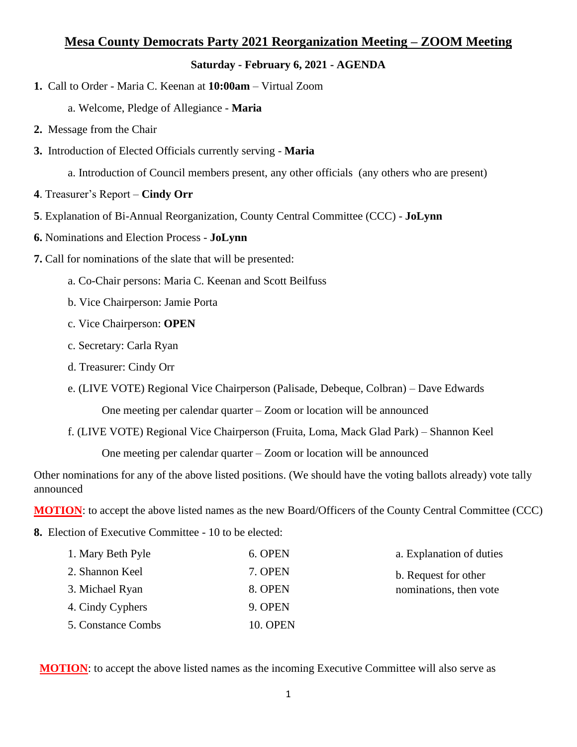# Mesa County Democrats Party 2021 Reorganization Meeting – ZOOM Meeting

### Saturday - February 6, 2021 - AGENDA

**1.** Call to Order - Maria C. Keenan at **10:00am** – Virtual Zoom

   a. Welcome, Pledge of Allegiance - **Maria**

**2.** Message from the Chair

**3.** Introduction of Elected Officials currently serving - **Maria**

   a. Introduction of Council members present, any other officials (any others who are present)

**4**. Treasurer's Report – **Cindy Orr**

**5**. Explanation of Bi-Annual Reorganization, County Central Committee (CCC) - **JoLynn**

**6.** Nominations and Election Process - **JoLynn**

**7.** Call for nominations of the slate that will be presented:

   a. Co-Chair persons: Maria C. Keenan and Scott Beilfuss

   b. Vice Chairperson: Jamie Porta

   c. Vice Chairperson: **OPEN**

   c. Secretary: Carla Ryan

   d. Treasurer: Cindy Orr

   e. (LIVE VOTE) Regional Vice Chairperson (Palisade, Debeque, Colbran) – Dave Edwards

      One meeting per calendar quarter – Zoom or location will be announced

   f. (LIVE VOTE) Regional Vice Chairperson (Fruita, Loma, Mack Glad Park) – Shannon Keel

      One meeting per calendar quarter – Zoom or location will be announced

Other nominations for any of the above listed positions. (We should have the voting ballots already) vote tally announced

**MOTION**: to accept the above listed names as the new Board/Officers of the County Central Committee (CCC)

**8.** Election of Executive Committee - 10 to be elected:

1. Mary Beth Pyle
2. Shannon Keel
3. Michael Ryan
4. Cindy Cyphers
5. Constance Combs
6. OPEN
7. OPEN
8. OPEN
9. OPEN
10. OPEN

a. Explanation of duties

b. Request for other nominations, then vote

**MOTION**: to accept the above listed names as the incoming Executive Committee will also serve as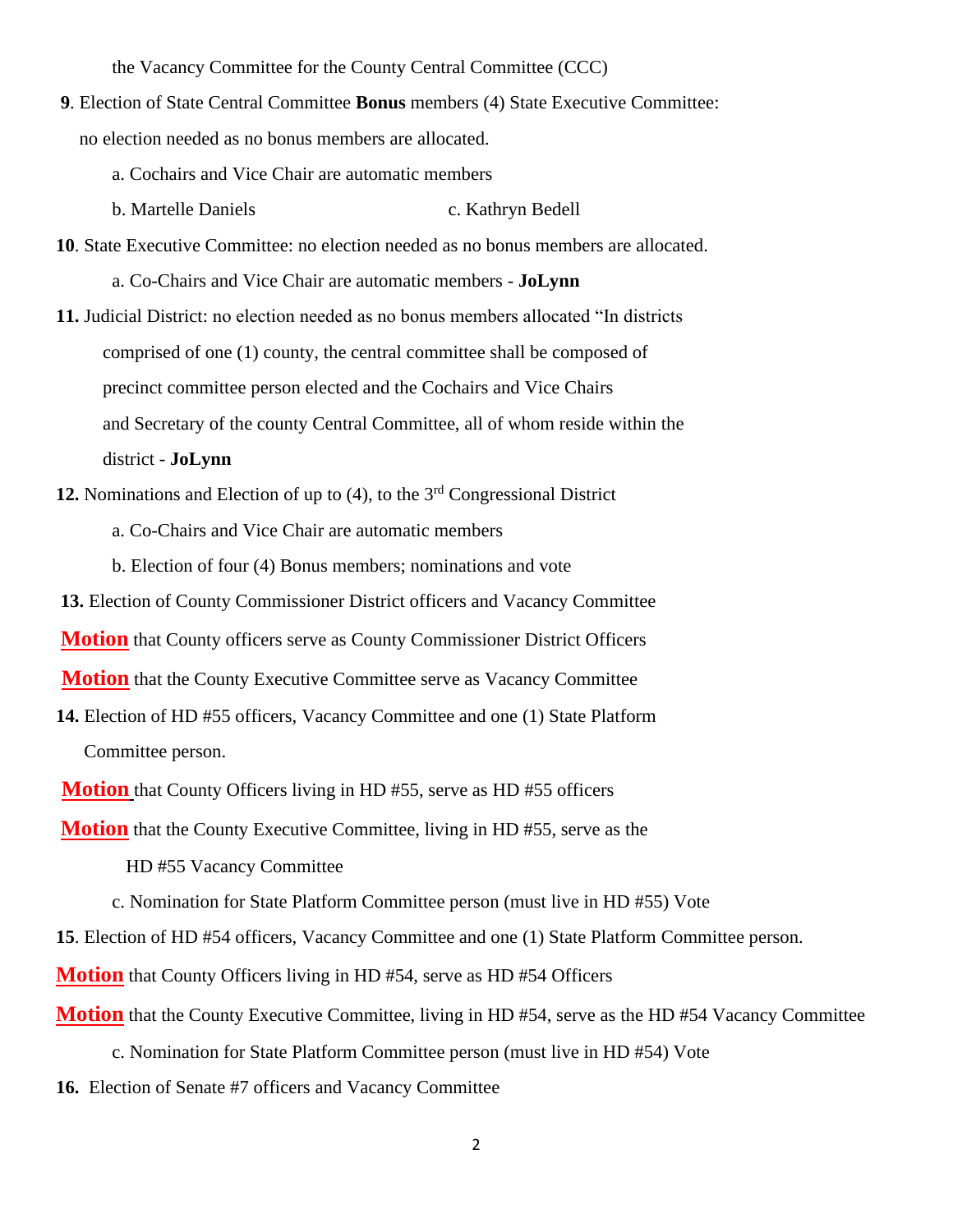the Vacancy Committee for the County Central Committee (CCC)

**9**. Election of State Central Committee **Bonus** members (4) State Executive Committee: no election needed as no bonus members are allocated.

a. Cochairs and Vice Chair are automatic members

b. Martelle Daniels

c. Kathryn Bedell

**10**. State Executive Committee: no election needed as no bonus members are allocated.

a. Co-Chairs and Vice Chair are automatic members - **JoLynn**

**11.** Judicial District: no election needed as no bonus members allocated "In districts comprised of one (1) county, the central committee shall be composed of precinct committee person elected and the Cochairs and Vice Chairs and Secretary of the county Central Committee, all of whom reside within the district - **JoLynn**

**12.** Nominations and Election of up to (4), to the 3rd Congressional District

a. Co-Chairs and Vice Chair are automatic members

b. Election of four (4) Bonus members; nominations and vote

**13.** Election of County Commissioner District officers and Vacancy Committee

**Motion** that County officers serve as County Commissioner District Officers

**Motion** that the County Executive Committee serve as Vacancy Committee

**14.** Election of HD #55 officers, Vacancy Committee and one (1) State Platform Committee person.

**Motion** that County Officers living in HD #55, serve as HD #55 officers

**Motion** that the County Executive Committee, living in HD #55, serve as the HD #55 Vacancy Committee

c. Nomination for State Platform Committee person (must live in HD #55) Vote

**15**. Election of HD #54 officers, Vacancy Committee and one (1) State Platform Committee person.

**Motion** that County Officers living in HD #54, serve as HD #54 Officers

**Motion** that the County Executive Committee, living in HD #54, serve as the HD #54 Vacancy Committee

c. Nomination for State Platform Committee person (must live in HD #54) Vote

**16.** Election of Senate #7 officers and Vacancy Committee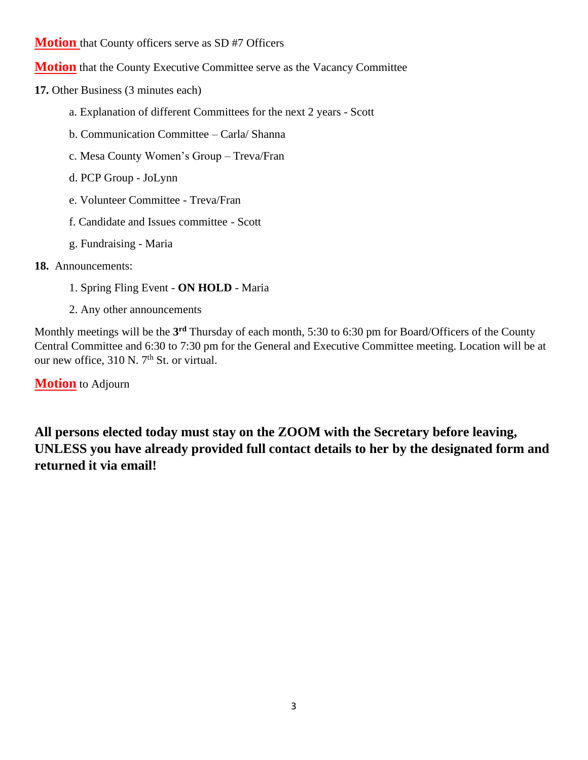**Motion** that County officers serve as SD #7 Officers

**Motion** that the County Executive Committee serve as the Vacancy Committee

**17.** Other Business (3 minutes each)

a. Explanation of different Committees for the next 2 years - Scott

b. Communication Committee – Carla/ Shanna

c. Mesa County Women's Group – Treva/Fran

d. PCP Group - JoLynn

e. Volunteer Committee - Treva/Fran

f. Candidate and Issues committee - Scott

g. Fundraising - Maria

**18.** Announcements:

1. Spring Fling Event - **ON HOLD** - Maria

2. Any other announcements

Monthly meetings will be the **3rd** Thursday of each month, 5:30 to 6:30 pm for Board/Officers of the County Central Committee and 6:30 to 7:30 pm for the General and Executive Committee meeting. Location will be at our new office, 310 N. 7th St. or virtual.

**Motion** to Adjourn

**All persons elected today must stay on the ZOOM with the Secretary before leaving, UNLESS you have already provided full contact details to her by the designated form and returned it via email!**